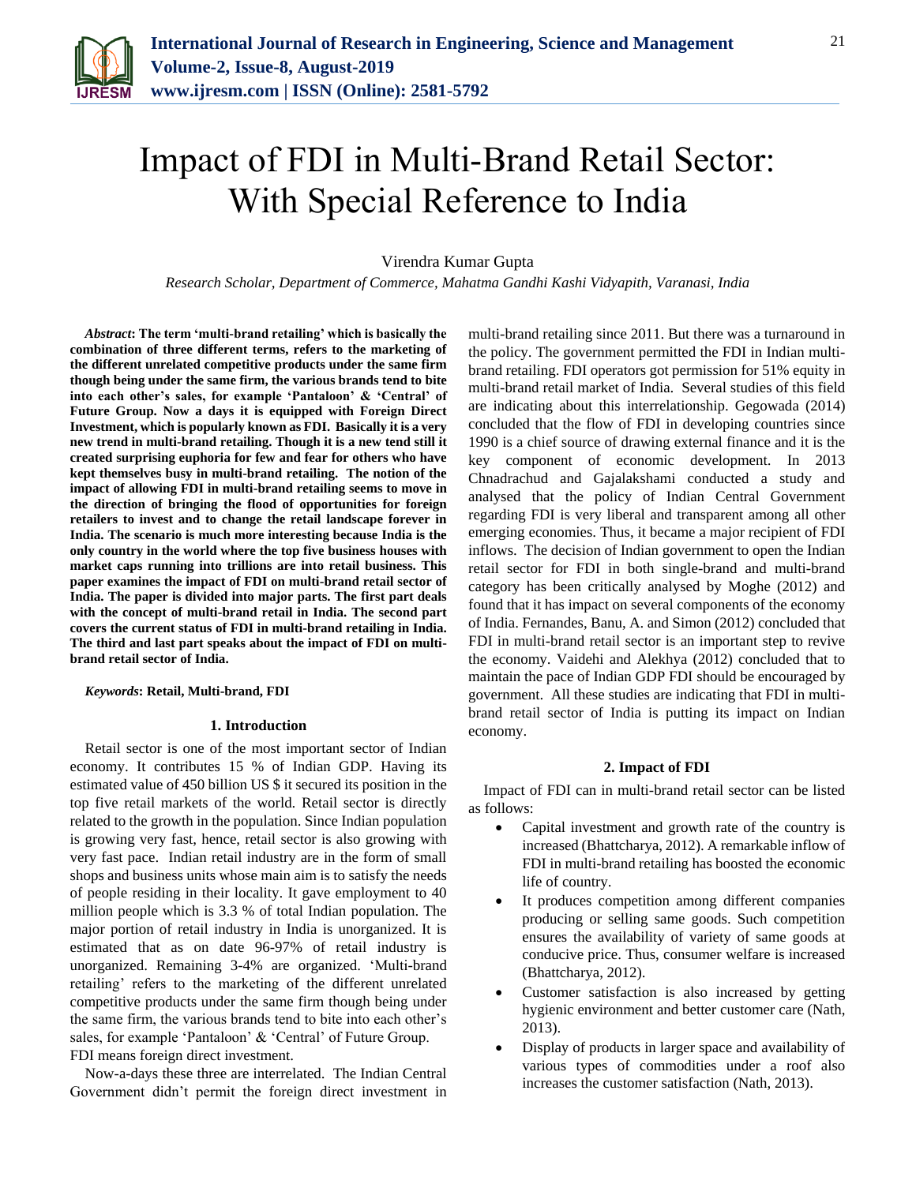# Impact of FDI in Multi-Brand Retail Sector: With Special Reference to India

Virendra Kumar Gupta

*Research Scholar, Department of Commerce, Mahatma Gandhi Kashi Vidyapith, Varanasi, India*

***Abstract*: The term 'multi-brand retailing' which is basically the combination of three different terms, refers to the marketing of the different unrelated competitive products under the same firm though being under the same firm, the various brands tend to bite into each other's sales, for example 'Pantaloon' & 'Central' of Future Group. Now a days it is equipped with Foreign Direct Investment, which is popularly known as FDI. Basically it is a very new trend in multi-brand retailing. Though it is a new tend still it created surprising euphoria for few and fear for others who have kept themselves busy in multi-brand retailing. The notion of the impact of allowing FDI in multi-brand retailing seems to move in the direction of bringing the flood of opportunities for foreign retailers to invest and to change the retail landscape forever in India. The scenario is much more interesting because India is the only country in the world where the top five business houses with market caps running into trillions are into retail business. This paper examines the impact of FDI on multi-brand retail sector of India. The paper is divided into major parts. The first part deals with the concept of multi-brand retail in India. The second part covers the current status of FDI in multi-brand retailing in India. The third and last part speaks about the impact of FDI on multi-brand retail sector of India.**

***Keywords*: Retail, Multi-brand, FDI**

## 1. Introduction

Retail sector is one of the most important sector of Indian economy. It contributes 15 % of Indian GDP. Having its estimated value of 450 billion US $ it secured its position in the top five retail markets of the world. Retail sector is directly related to the growth in the population. Since Indian population is growing very fast, hence, retail sector is also growing with very fast pace. Indian retail industry are in the form of small shops and business units whose main aim is to satisfy the needs of people residing in their locality. It gave employment to 40 million people which is 3.3 % of total Indian population. The major portion of retail industry in India is unorganized. It is estimated that as on date 96-97% of retail industry is unorganized. Remaining 3-4% are organized. 'Multi-brand retailing' refers to the marketing of the different unrelated competitive products under the same firm though being under the same firm, the various brands tend to bite into each other's sales, for example 'Pantaloon' & 'Central' of Future Group. FDI means foreign direct investment.

Now-a-days these three are interrelated. The Indian Central Government didn't permit the foreign direct investment in multi-brand retailing since 2011. But there was a turnaround in the policy. The government permitted the FDI in Indian multi-brand retailing. FDI operators got permission for 51% equity in multi-brand retail market of India. Several studies of this field are indicating about this interrelationship. Gegowada (2014) concluded that the flow of FDI in developing countries since 1990 is a chief source of drawing external finance and it is the key component of economic development. In 2013 Chnadrachud and Gajalakshami conducted a study and analysed that the policy of Indian Central Government regarding FDI is very liberal and transparent among all other emerging economies. Thus, it became a major recipient of FDI inflows. The decision of Indian government to open the Indian retail sector for FDI in both single-brand and multi-brand category has been critically analysed by Moghe (2012) and found that it has impact on several components of the economy of India. Fernandes, Banu, A. and Simon (2012) concluded that FDI in multi-brand retail sector is an important step to revive the economy. Vaidehi and Alekhya (2012) concluded that to maintain the pace of Indian GDP FDI should be encouraged by government. All these studies are indicating that FDI in multi-brand retail sector of India is putting its impact on Indian economy.

## 2. Impact of FDI

Impact of FDI can in multi-brand retail sector can be listed as follows:

- Capital investment and growth rate of the country is increased (Bhattcharya, 2012). A remarkable inflow of FDI in multi-brand retailing has boosted the economic life of country.
- It produces competition among different companies producing or selling same goods. Such competition ensures the availability of variety of same goods at conducive price. Thus, consumer welfare is increased (Bhattcharya, 2012).
- Customer satisfaction is also increased by getting hygienic environment and better customer care (Nath, 2013).
- Display of products in larger space and availability of various types of commodities under a roof also increases the customer satisfaction (Nath, 2013).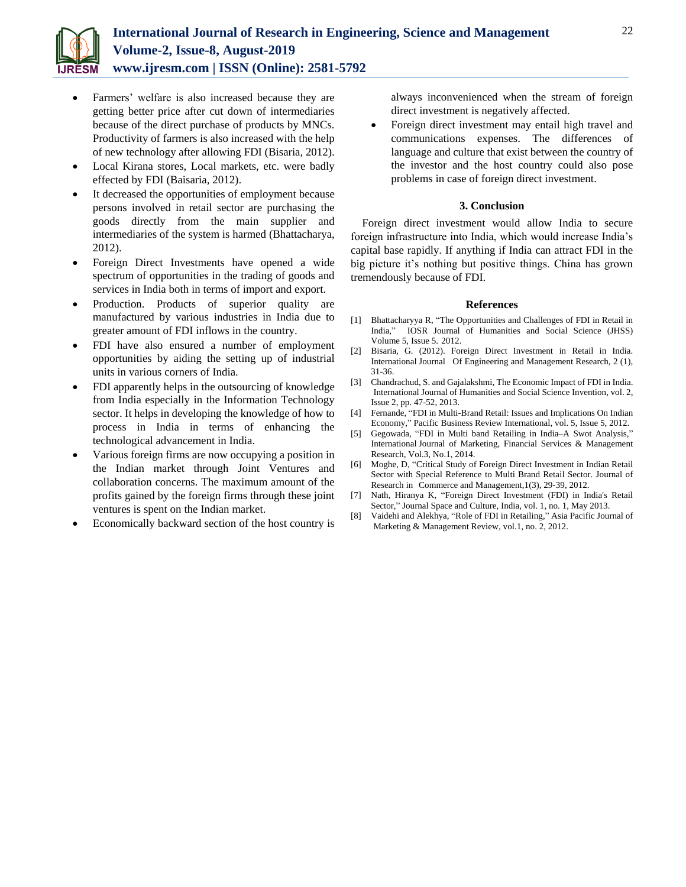- Farmers' welfare is also increased because they are getting better price after cut down of intermediaries because of the direct purchase of products by MNCs. Productivity of farmers is also increased with the help of new technology after allowing FDI (Bisaria, 2012).
- Local Kirana stores, Local markets, etc. were badly effected by FDI (Baisaria, 2012).
- It decreased the opportunities of employment because persons involved in retail sector are purchasing the goods directly from the main supplier and intermediaries of the system is harmed (Bhattacharya, 2012).
- Foreign Direct Investments have opened a wide spectrum of opportunities in the trading of goods and services in India both in terms of import and export.
- Production. Products of superior quality are manufactured by various industries in India due to greater amount of FDI inflows in the country.
- FDI have also ensured a number of employment opportunities by aiding the setting up of industrial units in various corners of India.
- FDI apparently helps in the outsourcing of knowledge from India especially in the Information Technology sector. It helps in developing the knowledge of how to process in India in terms of enhancing the technological advancement in India.
- Various foreign firms are now occupying a position in the Indian market through Joint Ventures and collaboration concerns. The maximum amount of the profits gained by the foreign firms through these joint ventures is spent on the Indian market.
- Economically backward section of the host country is always inconvenienced when the stream of foreign direct investment is negatively affected.
- Foreign direct investment may entail high travel and communications expenses. The differences of language and culture that exist between the country of the investor and the host country could also pose problems in case of foreign direct investment.

## 3. Conclusion

Foreign direct investment would allow India to secure foreign infrastructure into India, which would increase India's capital base rapidly. If anything if India can attract FDI in the big picture it's nothing but positive things. China has grown tremendously because of FDI.

## References

[1] Bhattacharyya R, "The Opportunities and Challenges of FDI in Retail in India," IOSR Journal of Humanities and Social Science (JHSS) Volume 5, Issue 5. 2012.

[2] Bisaria, G. (2012). Foreign Direct Investment in Retail in India. International Journal Of Engineering and Management Research, 2 (1), 31-36.

[3] Chandrachud, S. and Gajalakshmi, The Economic Impact of FDI in India. International Journal of Humanities and Social Science Invention, vol. 2, Issue 2, pp. 47-52, 2013.

[4] Fernande, "FDI in Multi-Brand Retail: Issues and Implications On Indian Economy," Pacific Business Review International, vol. 5, Issue 5, 2012.

[5] Gegowada, "FDI in Multi band Retailing in India–A Swot Analysis," International Journal of Marketing, Financial Services & Management Research, Vol.3, No.1, 2014.

[6] Moghe, D, "Critical Study of Foreign Direct Investment in Indian Retail Sector with Special Reference to Multi Brand Retail Sector. Journal of Research in Commerce and Management,1(3), 29-39, 2012.

[7] Nath, Hiranya K, "Foreign Direct Investment (FDI) in India's Retail Sector," Journal Space and Culture, India, vol. 1, no. 1, May 2013.

[8] Vaidehi and Alekhya, "Role of FDI in Retailing," Asia Pacific Journal of Marketing & Management Review, vol.1, no. 2, 2012.